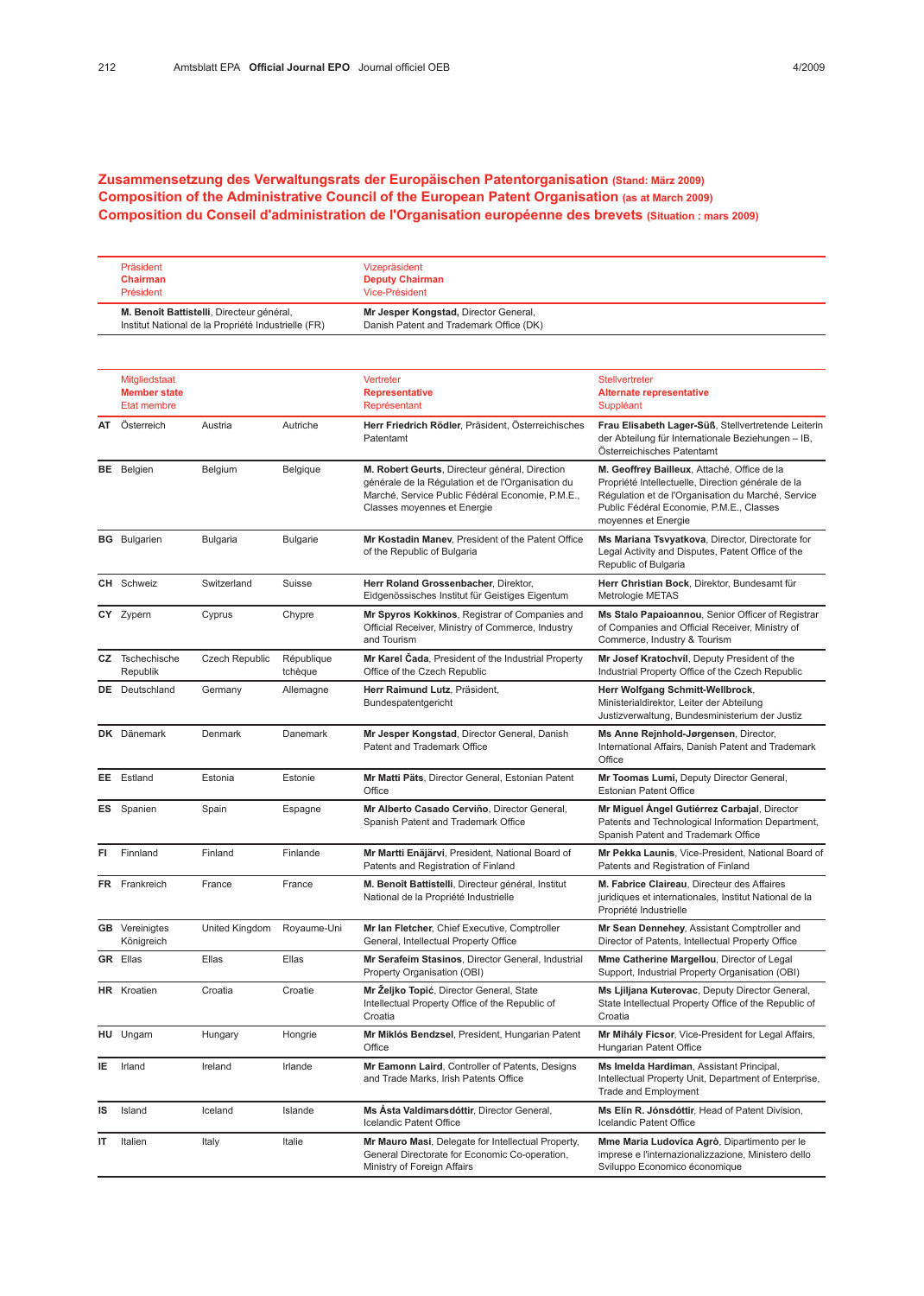## Zusammensetzung des Verwaltungsrats der Europäischen Patentorganisation (Stand: März 2009)
## Composition of the Administrative Council of the European Patent Organisation (as at March 2009)
## Composition du Conseil d'administration de l'Organisation européenne des brevets (Situation : mars 2009)

| Präsident<br>**Chairman**<br>Président | Vizepräsident<br>**Deputy Chairman**<br>Vice-Président |
|---|---|
| **M. Benoît Battistelli**, Directeur général, Institut National de la Propriété Industrielle (FR) | **Mr Jesper Kongstad**, Director General, Danish Patent and Trademark Office (DK) |

| | Mitgliedstaat<br>**Member state**<br>Etat membre | | | Vertreter<br>**Representative**<br>Représentant | Stellvertreter<br>**Alternate representative**<br>Suppléant |
|---|---|---|---|---|---|
| **AT** | Österreich | Austria | Autriche | **Herr Friedrich Rödler**, Präsident, Österreichisches Patentamt | **Frau Elisabeth Lager-Süß**, Stellvertretende Leiterin der Abteilung für Internationale Beziehungen – IB, Österreichisches Patentamt |
| **BE** | Belgien | Belgium | Belgique | **M. Robert Geurts**, Directeur général, Direction générale de la Régulation et de l'Organisation du Marché, Service Public Fédéral Economie, P.M.E., Classes moyennes et Energie | **M. Geoffrey Bailleux**, Attaché, Office de la Propriété Intellectuelle, Direction générale de la Régulation et de l'Organisation du Marché, Service Public Fédéral Economie, P.M.E., Classes moyennes et Energie |
| **BG** | Bulgarien | Bulgaria | Bulgarie | **Mr Kostadin Manev**, President of the Patent Office of the Republic of Bulgaria | **Ms Mariana Tsvyatkova**, Director, Directorate for Legal Activity and Disputes, Patent Office of the Republic of Bulgaria |
| **CH** | Schweiz | Switzerland | Suisse | **Herr Roland Grossenbacher**, Direktor, Eidgenössisches Institut für Geistiges Eigentum | **Herr Christian Bock**, Direktor, Bundesamt für Metrologie METAS |
| **CY** | Zypern | Cyprus | Chypre | **Mr Spyros Kokkinos**, Registrar of Companies and Official Receiver, Ministry of Commerce, Industry and Tourism | **Ms Stalo Papaioannou**, Senior Officer of Registrar of Companies and Official Receiver, Ministry of Commerce, Industry & Tourism |
| **CZ** | Tschechische Republik | Czech Republic | République tchèque | **Mr Karel Čada**, President of the Industrial Property Office of the Czech Republic | **Mr Josef Kratochvíl**, Deputy President of the Industrial Property Office of the Czech Republic |
| **DE** | Deutschland | Germany | Allemagne | **Herr Raimund Lutz**, Präsident, Bundespatentgericht | **Herr Wolfgang Schmitt-Wellbrock**, Ministerialdirektor, Leiter der Abteilung Justizverwaltung, Bundesministerium der Justiz |
| **DK** | Dänemark | Denmark | Danemark | **Mr Jesper Kongstad**, Director General, Danish Patent and Trademark Office | **Ms Anne Rejnhold-Jørgensen**, Director, International Affairs, Danish Patent and Trademark Office |
| **EE** | Estland | Estonia | Estonie | **Mr Matti Päts**, Director General, Estonian Patent Office | **Mr Toomas Lumi**, Deputy Director General, Estonian Patent Office |
| **ES** | Spanien | Spain | Espagne | **Mr Alberto Casado Cerviño**, Director General, Spanish Patent and Trademark Office | **Mr Miguel Ángel Gutiérrez Carbajal**, Director Patents and Technological Information Department, Spanish Patent and Trademark Office |
| **FI** | Finnland | Finland | Finlande | **Mr Martti Enäjärvi**, President, National Board of Patents and Registration of Finland | **Mr Pekka Launis**, Vice-President, National Board of Patents and Registration of Finland |
| **FR** | Frankreich | France | France | **M. Benoît Battistelli**, Directeur général, Institut National de la Propriété Industrielle | **M. Fabrice Claireau**, Directeur des Affaires juridiques et internationales, Institut National de la Propriété Industrielle |
| **GB** | Vereinigtes Königreich | United Kingdom | Royaume-Uni | **Mr Ian Fletcher**, Chief Executive, Comptroller General, Intellectual Property Office | **Mr Sean Dennehey**, Assistant Comptroller and Director of Patents, Intellectual Property Office |
| **GR** | Ellas | Ellas | Ellas | **Mr Serafeim Stasinos**, Director General, Industrial Property Organisation (OBI) | **Mme Catherine Margellou**, Director of Legal Support, Industrial Property Organisation (OBI) |
| **HR** | Kroatien | Croatia | Croatie | **Mr Željko Topić**, Director General, State Intellectual Property Office of the Republic of Croatia | **Ms Ljiljana Kuterovac**, Deputy Director General, State Intellectual Property Office of the Republic of Croatia |
| **HU** | Ungarn | Hungary | Hongrie | **Mr Miklós Bendzsel**, President, Hungarian Patent Office | **Mr Mihály Ficsor**, Vice-President for Legal Affairs, Hungarian Patent Office |
| **IE** | Irland | Ireland | Irlande | **Mr Eamonn Laird**, Controller of Patents, Designs and Trade Marks, Irish Patents Office | **Ms Imelda Hardiman**, Assistant Principal, Intellectual Property Unit, Department of Enterprise, Trade and Employment |
| **IS** | Island | Iceland | Islande | **Ms Ásta Valdimarsdóttir**, Director General, Icelandic Patent Office | **Ms Elín R. Jónsdóttir**, Head of Patent Division, Icelandic Patent Office |
| **IT** | Italien | Italy | Italie | **Mr Mauro Masi**, Delegate for Intellectual Property, General Directorate for Economic Co-operation, Ministry of Foreign Affairs | **Mme Maria Ludovica Agrò**, Dipartimento per le imprese e l'internazionalizzazione, Ministero dello Sviluppo Economico économique |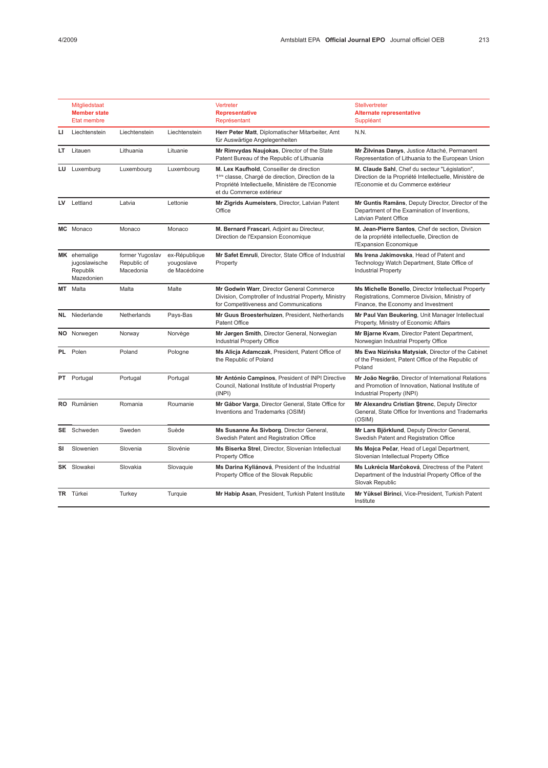| | Mitgliedstaat<br>**Member state**<br>Etat membre | | | Vertreter<br>**Representative**<br>Représentant | Stellvertreter<br>**Alternate representative**<br>Suppléant |
|---|---|---|---|---|---|
| **LI** | Liechtenstein | Liechtenstein | Liechtenstein | **Herr Peter Matt**, Diplomatischer Mitarbeiter, Amt für Auswärtige Angelegenheiten | N.N. |
| **LT** | Litauen | Lithuania | Lituanie | **Mr Rimvydas Naujokas**, Director of the State Patent Bureau of the Republic of Lithuania | **Mr Žilvinas Danys**, Justice Attaché, Permanent Representation of Lithuania to the European Union |
| **LU** | Luxemburg | Luxembourg | Luxembourg | **M. Lex Kaufhold**, Conseiller de direction 1ère classe, Chargé de direction, Direction de la Propriété Intellectuelle, Ministère de l'Economie et du Commerce extérieur | **M. Claude Sahl**, Chef du secteur "Législation", Direction de la Propriété Intellectuelle, Ministère de l'Economie et du Commerce extérieur |
| **LV** | Lettland | Latvia | Lettonie | **Mr Zigrids Aumeisters**, Director, Latvian Patent Office | **Mr Guntis Ramāns**, Deputy Director, Director of the Department of the Examination of Inventions, Latvian Patent Office |
| **MC** | Monaco | Monaco | Monaco | **M. Bernard Frascari**, Adjoint au Directeur, Direction de l'Expansion Economique | **M. Jean-Pierre Santos**, Chef de section, Division de la propriété intellectuelle, Direction de l'Expansion Economique |
| **MK** | ehemalige jugoslawische Republik Mazedonien | former Yugoslav Republic of Macedonia | ex-République yougoslave de Macédoine | **Mr Safet Emruli**, Director, State Office of Industrial Property | **Ms Irena Jakimovska**, Head of Patent and Technology Watch Department, State Office of Industrial Property |
| **MT** | Malta | Malta | Malte | **Mr Godwin Warr**, Director General Commerce Division, Comptroller of Industrial Property, Ministry for Competitiveness and Communications | **Ms Michelle Bonello**, Director Intellectual Property Registrations, Commerce Division, Ministry of Finance, the Economy and Investment |
| **NL** | Niederlande | Netherlands | Pays-Bas | **Mr Guus Broesterhuizen**, President, Netherlands Patent Office | **Mr Paul Van Beukering**, Unit Manager Intellectual Property, Ministry of Economic Affairs |
| **NO** | Norwegen | Norway | Norvège | **Mr Jørgen Smith**, Director General, Norwegian Industrial Property Office | **Mr Bjarne Kvam**, Director Patent Department, Norwegian Industrial Property Office |
| **PL** | Polen | Poland | Pologne | **Ms Alicja Adamczak**, President, Patent Office of the Republic of Poland | **Ms Ewa Nizińska Matysiak**, Director of the Cabinet of the President, Patent Office of the Republic of Poland |
| **PT** | Portugal | Portugal | Portugal | **Mr António Campinos**, President of INPI Directive Council, National Institute of Industrial Property (INPI) | **Mr João Negrão**, Director of International Relations and Promotion of Innovation, National Institute of Industrial Property (INPI) |
| **RO** | Rumänien | Romania | Roumanie | **Mr Gábor Varga**, Director General, State Office for Inventions and Trademarks (OSIM) | **Mr Alexandru Cristian Ştrenc**, Deputy Director General, State Office for Inventions and Trademarks (OSIM) |
| **SE** | Schweden | Sweden | Suède | **Ms Susanne Ås Sivborg**, Director General, Swedish Patent and Registration Office | **Mr Lars Björklund**, Deputy Director General, Swedish Patent and Registration Office |
| **SI** | Slowenien | Slovenia | Slovénie | **Ms Biserka Strel**, Director, Slovenian Intellectual Property Office | **Ms Mojca Pečar**, Head of Legal Department, Slovenian Intellectual Property Office |
| **SK** | Slowakei | Slovakia | Slovaquie | **Ms Darina Kyliánová**, President of the Industrial Property Office of the Slovak Republic | **Ms Lukrécia Marčoková**, Directress of the Patent Department of the Industrial Property Office of the Slovak Republic |
| **TR** | Türkei | Turkey | Turquie | **Mr Habip Asan**, President, Turkish Patent Institute | **Mr Yüksel Birinci**, Vice-President, Turkish Patent Institute |